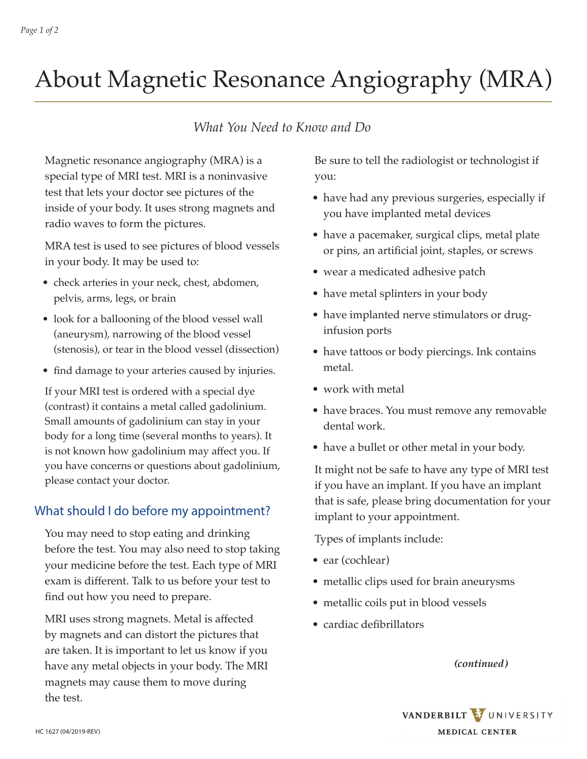# About Magnetic Resonance Angiography (MRA)

*What You Need to Know and Do*

Magnetic resonance angiography (MRA) is a special type of MRI test. MRI is a noninvasive test that lets your doctor see pictures of the inside of your body. It uses strong magnets and radio waves to form the pictures.

MRA test is used to see pictures of blood vessels in your body. It may be used to:

- check arteries in your neck, chest, abdomen, pelvis, arms, legs, or brain
- look for a ballooning of the blood vessel wall (aneurysm), narrowing of the blood vessel (stenosis), or tear in the blood vessel (dissection)
- find damage to your arteries caused by injuries.

If your MRI test is ordered with a special dye (contrast) it contains a metal called gadolinium. Small amounts of gadolinium can stay in your body for a long time (several months to years). It is not known how gadolinium may affect you. If you have concerns or questions about gadolinium, please contact your doctor.

## What should I do before my appointment?

You may need to stop eating and drinking before the test. You may also need to stop taking your medicine before the test. Each type of MRI exam is different. Talk to us before your test to find out how you need to prepare.

MRI uses strong magnets. Metal is affected by magnets and can distort the pictures that are taken. It is important to let us know if you have any metal objects in your body. The MRI magnets may cause them to move during the test.

Be sure to tell the radiologist or technologist if you:

- have had any previous surgeries, especially if you have implanted metal devices
- have a pacemaker, surgical clips, metal plate or pins, an artificial joint, staples, or screws
- wear a medicated adhesive patch
- have metal splinters in your body
- have implanted nerve stimulators or drug-infusion ports
- have tattoos or body piercings. Ink contains metal.
- work with metal
- have braces. You must remove any removable dental work.
- have a bullet or other metal in your body.

It might not be safe to have any type of MRI test if you have an implant. If you have an implant that is safe, please bring documentation for your implant to your appointment.

Types of implants include:

- ear (cochlear)
- metallic clips used for brain aneurysms
- metallic coils put in blood vessels
- cardiac defibrillators

***(continued)***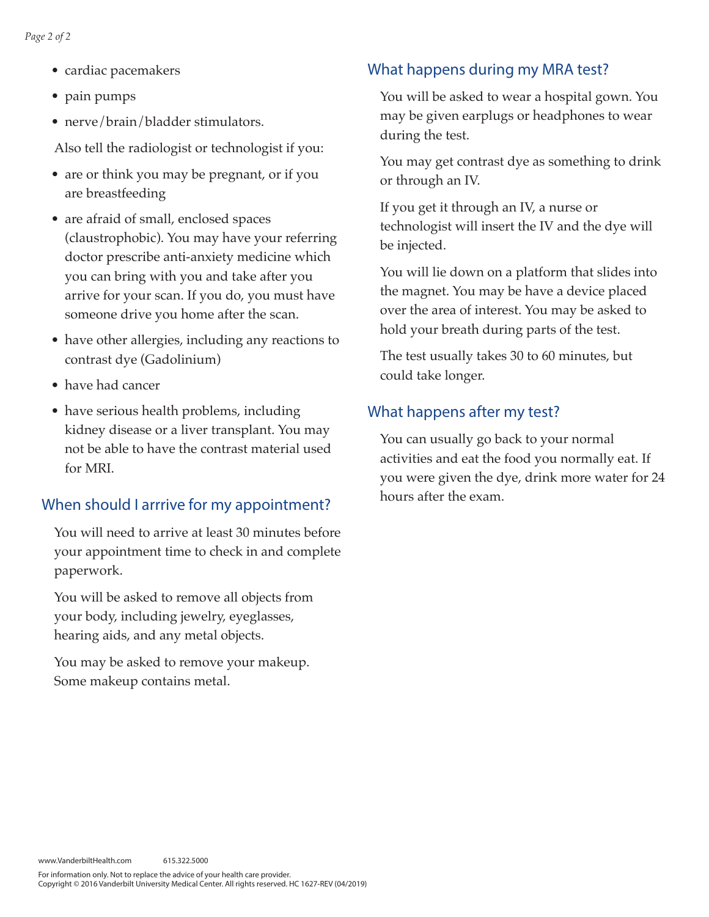- cardiac pacemakers
- pain pumps
- nerve/brain/bladder stimulators.

Also tell the radiologist or technologist if you:

- are or think you may be pregnant, or if you are breastfeeding
- are afraid of small, enclosed spaces (claustrophobic). You may have your referring doctor prescribe anti-anxiety medicine which you can bring with you and take after you arrive for your scan. If you do, you must have someone drive you home after the scan.
- have other allergies, including any reactions to contrast dye (Gadolinium)
- have had cancer
- have serious health problems, including kidney disease or a liver transplant. You may not be able to have the contrast material used for MRI.

## When should I arrrive for my appointment?

You will need to arrive at least 30 minutes before your appointment time to check in and complete paperwork.

You will be asked to remove all objects from your body, including jewelry, eyeglasses, hearing aids, and any metal objects.

You may be asked to remove your makeup. Some makeup contains metal.

## What happens during my MRA test?

You will be asked to wear a hospital gown. You may be given earplugs or headphones to wear during the test.

You may get contrast dye as something to drink or through an IV.

If you get it through an IV, a nurse or technologist will insert the IV and the dye will be injected.

You will lie down on a platform that slides into the magnet. You may be have a device placed over the area of interest. You may be asked to hold your breath during parts of the test.

The test usually takes 30 to 60 minutes, but could take longer.

## What happens after my test?

You can usually go back to your normal activities and eat the food you normally eat. If you were given the dye, drink more water for 24 hours after the exam.

www.VanderbiltHealth.com 615.322.5000

For information only. Not to replace the advice of your health care provider.
Copyright © 2016 Vanderbilt University Medical Center. All rights reserved. HC 1627-REV (04/2019)